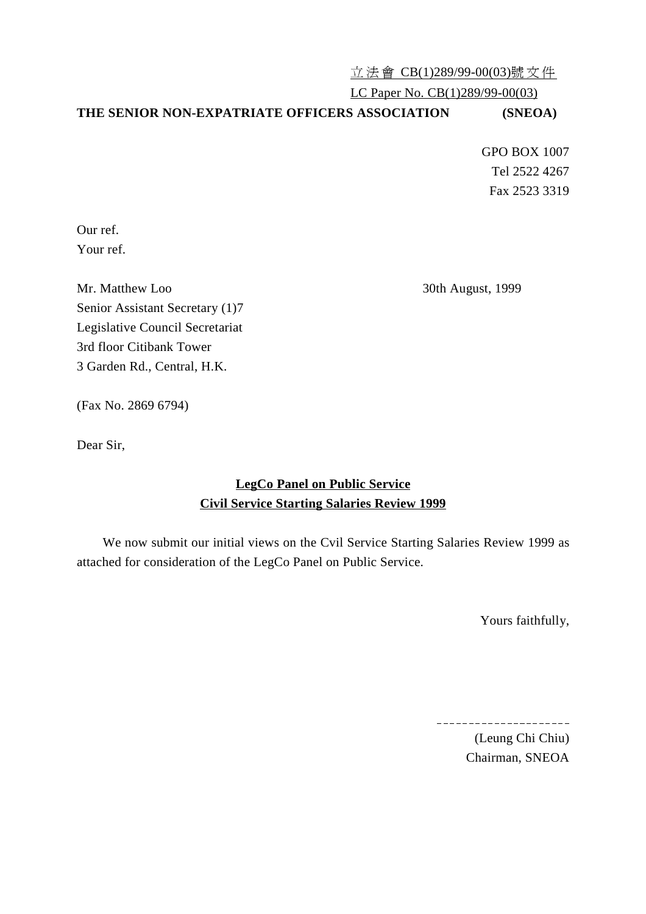立法會 CB(1)289/99-00(03)號文件

LC Paper No. CB(1)289/99-00(03)

**THE SENIOR NON-EXPATRIATE OFFICERS ASSOCIATION (SNEOA)**

GPO BOX 1007
Tel 2522 4267
Fax 2523 3319

Our ref.
Your ref.

Mr. Matthew Loo
Senior Assistant Secretary (1)7
Legislative Council Secretariat
3rd floor Citibank Tower
3 Garden Rd., Central, H.K.

30th August, 1999

(Fax No. 2869 6794)

Dear Sir,

**LegCo Panel on Public Service**
**Civil Service Starting Salaries Review 1999**

We now submit our initial views on the Cvil Service Starting Salaries Review 1999 as attached for consideration of the LegCo Panel on Public Service.

Yours faithfully,

(Leung Chi Chiu)
Chairman, SNEOA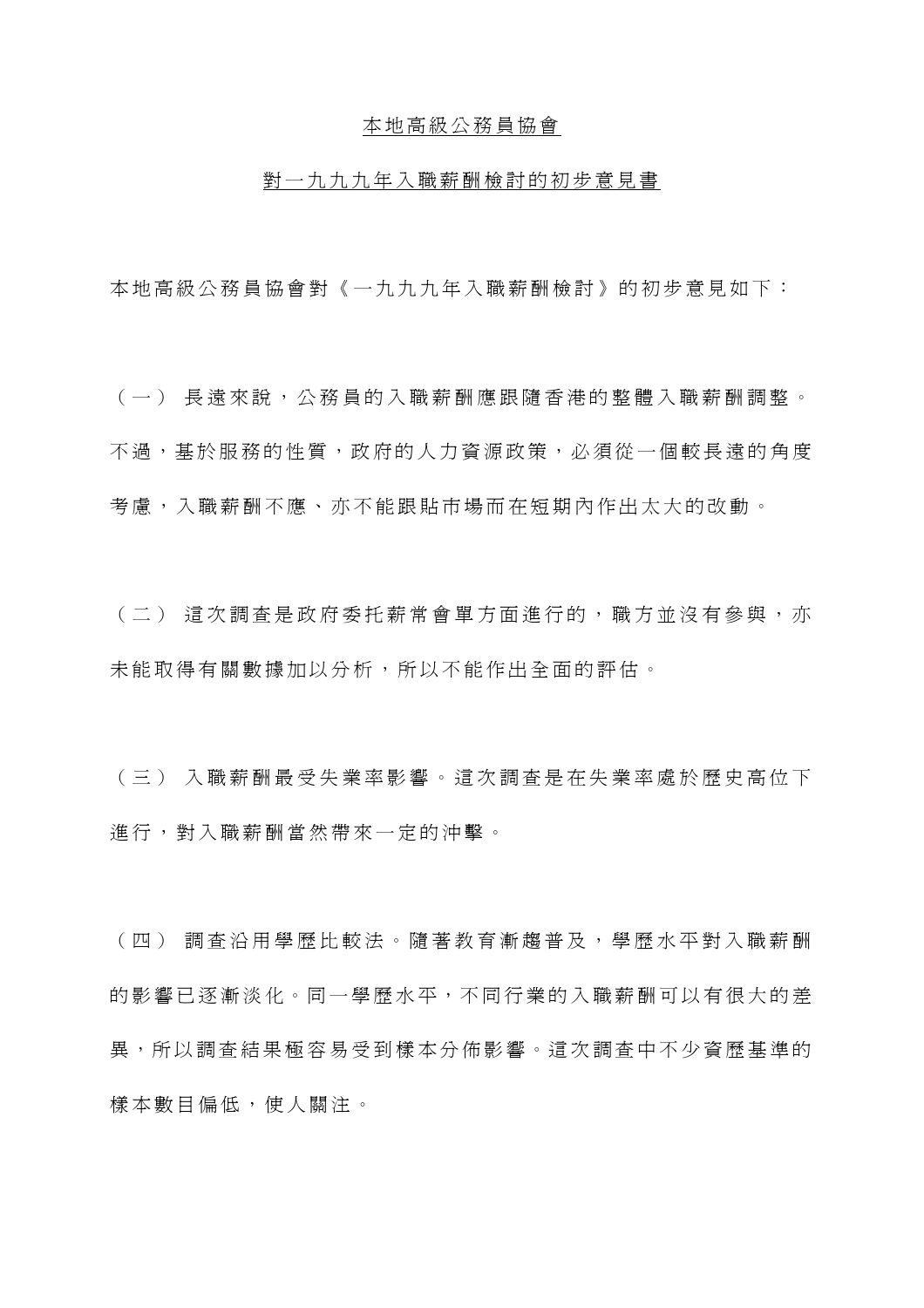本地高級公務員協會

對一九九九年入職薪酬檢討的初步意見書

本地高級公務員協會對《一九九九年入職薪酬檢討》的初步意見如下：

（一） 長遠來說，公務員的入職薪酬應跟隨香港的整體入職薪酬調整。不過，基於服務的性質，政府的人力資源政策，必須從一個較長遠的角度考慮，入職薪酬不應、亦不能跟貼市場而在短期內作出太大的改動。

（二） 這次調查是政府委托薪常會單方面進行的，職方並沒有參與，亦未能取得有關數據加以分析，所以不能作出全面的評估。

（三） 入職薪酬最受失業率影響。這次調查是在失業率處於歷史高位下進行，對入職薪酬當然帶來一定的沖擊。

（四） 調查沿用學歷比較法。隨著教育漸趨普及，學歷水平對入職薪酬的影響已逐漸淡化。同一學歷水平，不同行業的入職薪酬可以有很大的差異，所以調查結果極容易受到樣本分佈影響。這次調查中不少資歷基準的樣本數目偏低，使人關注。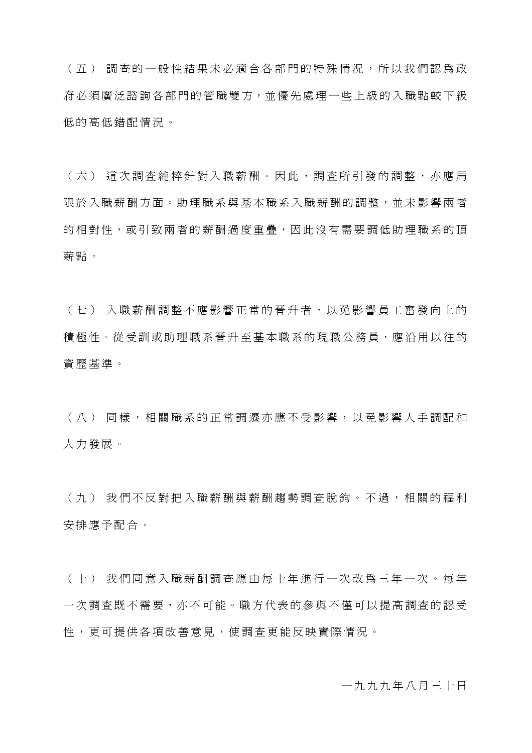（五） 調查的一般性結果未必適合各部門的特殊情況，所以我們認爲政府必須廣泛諮詢各部門的管職雙方，並優先處理一些上級的入職點較下級低的高低錯配情況。

（六） 這次調查純粹針對入職薪酬。因此，調查所引發的調整，亦應局限於入職薪酬方面。助理職系與基本職系入職薪酬的調整，並未影響兩者的相對性，或引致兩者的薪酬過度重疊，因此沒有需要調低助理職系的頂薪點。

（七） 入職薪酬調整不應影響正常的晉升者，以免影響員工奮發向上的積極性。從受訓或助理職系晉升至基本職系的現職公務員，應沿用以往的資歷基準。

（八） 同樣，相關職系的正常調遷亦應不受影響，以免影響人手調配和人力發展。

（九） 我們不反對把入職薪酬與薪酬趨勢調查脫鉤。不過，相關的福利安排應予配合。

（十） 我們同意入職薪酬調查應由每十年進行一次改爲三年一次。每年一次調查既不需要，亦不可能。職方代表的參與不僅可以提高調查的認受性，更可提供各項改善意見，使調查更能反映實際情況。

一九九九年八月三十日